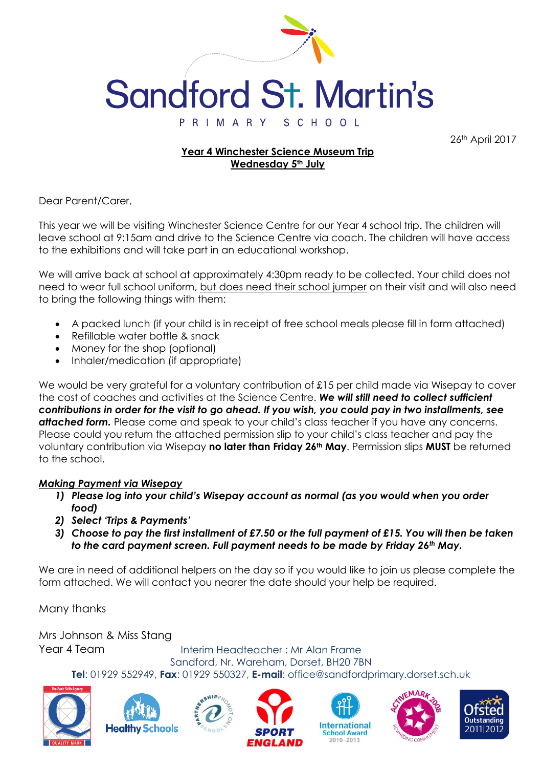# Sandford St. Martin's

PRIMARY SCHOOL

26th April 2017

**Year 4 Winchester Science Museum Trip**
**Wednesday 5th July**

Dear Parent/Carer,

This year we will be visiting Winchester Science Centre for our Year 4 school trip. The children will leave school at 9:15am and drive to the Science Centre via coach. The children will have access to the exhibitions and will take part in an educational workshop.

We will arrive back at school at approximately 4:30pm ready to be collected. Your child does not need to wear full school uniform, <u>but does need their school jumper</u> on their visit and will also need to bring the following things with them:

- A packed lunch (if your child is in receipt of free school meals please fill in form attached)
- Refillable water bottle & snack
- Money for the shop (optional)
- Inhaler/medication (if appropriate)

We would be very grateful for a voluntary contribution of £15 per child made via Wisepay to cover the cost of coaches and activities at the Science Centre. ***We will still need to collect sufficient contributions in order for the visit to go ahead. If you wish, you could pay in two installments, see attached form.*** Please come and speak to your child's class teacher if you have any concerns. Please could you return the attached permission slip to your child's class teacher and pay the voluntary contribution via Wisepay **no later than Friday 26th May**. Permission slips **MUST** be returned to the school.

***Making Payment via Wisepay***

1) ***Please log into your child's Wisepay account as normal (as you would when you order food)***
2) ***Select 'Trips & Payments'***
3) ***Choose to pay the first installment of £7.50 or the full payment of £15. You will then be taken to the card payment screen. Full payment needs to be made by Friday 26th May.***

We are in need of additional helpers on the day so if you would like to join us please complete the form attached. We will contact you nearer the date should your help be required.

Many thanks

Mrs Johnson & Miss Stang
Year 4 Team

Interim Headteacher : Mr Alan Frame
Sandford, Nr. Wareham, Dorset, BH20 7BN
**Tel**: 01929 552949, **Fax**: 01929 550327, **E-mail**: office@sandfordprimary.dorset.sch.uk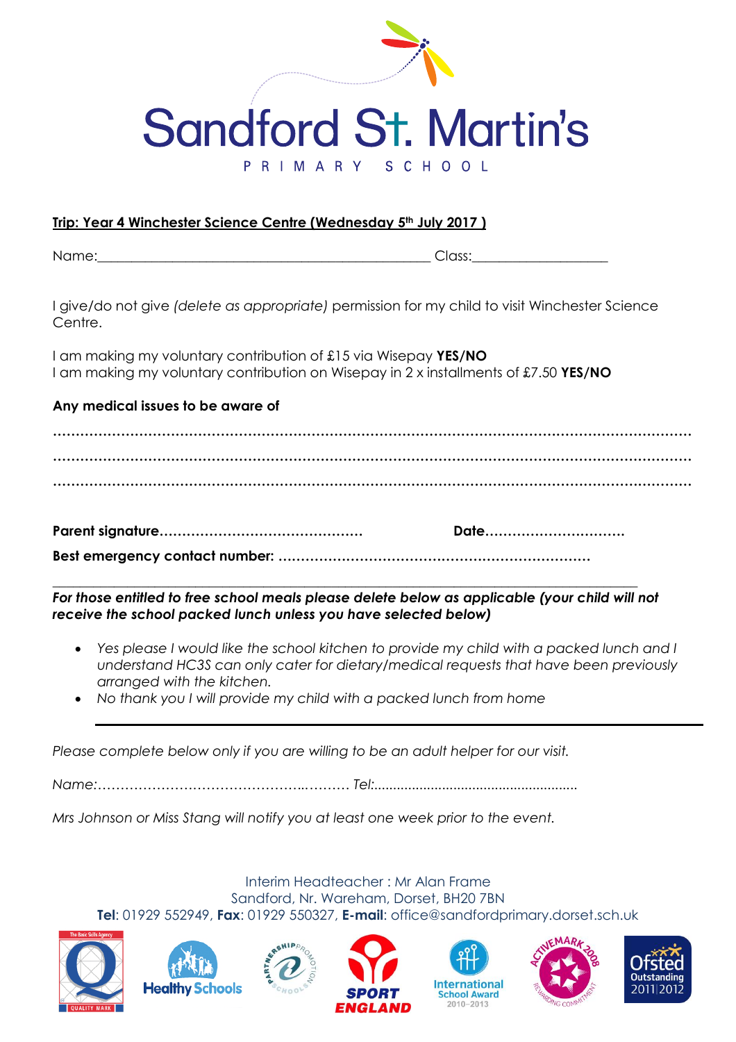# Sandford St. Martin's

PRIMARY SCHOOL

**Trip: Year 4 Winchester Science Centre (Wednesday 5th July 2017 )**

Name:_______________________________________________ Class:__________________

I give/do not give *(delete as appropriate)* permission for my child to visit Winchester Science Centre.

I am making my voluntary contribution of £15 via Wisepay **YES/NO**
I am making my voluntary contribution on Wisepay in 2 x installments of £7.50 **YES/NO**

**Any medical issues to be aware of**

……………………………………………………………………………………………………………………

……………………………………………………………………………………………………………………

……………………………………………………………………………………………………………………

**Parent signature……………………………………… Date…………………………**

**Best emergency contact number: ……………………………………………………………**

---

***For those entitled to free school meals please delete below as applicable (your child will not receive the school packed lunch unless you have selected below)***

- *Yes please I would like the school kitchen to provide my child with a packed lunch and I understand HC3S can only cater for dietary/medical requests that have been previously arranged with the kitchen.*
- *No thank you I will provide my child with a packed lunch from home*

---

*Please complete below only if you are willing to be an adult helper for our visit.*

*Name:………………………………………..……… Tel:......................................................*

*Mrs Johnson or Miss Stang will notify you at least one week prior to the event.*

Interim Headteacher : Mr Alan Frame
Sandford, Nr. Wareham, Dorset, BH20 7BN
**Tel**: 01929 552949, **Fax**: 01929 550327, **E-mail**: office@sandfordprimary.dorset.sch.uk

The Basic Skills Agency QUALITY MARK | Healthy Schools | PARTNERSHIP PROMOTION SCHOOLS | SPORT ENGLAND | International School Award 2010–2013 | ACTIVEMARK 2008 REWARDING COMMITMENT | Ofsted Outstanding 2011|2012